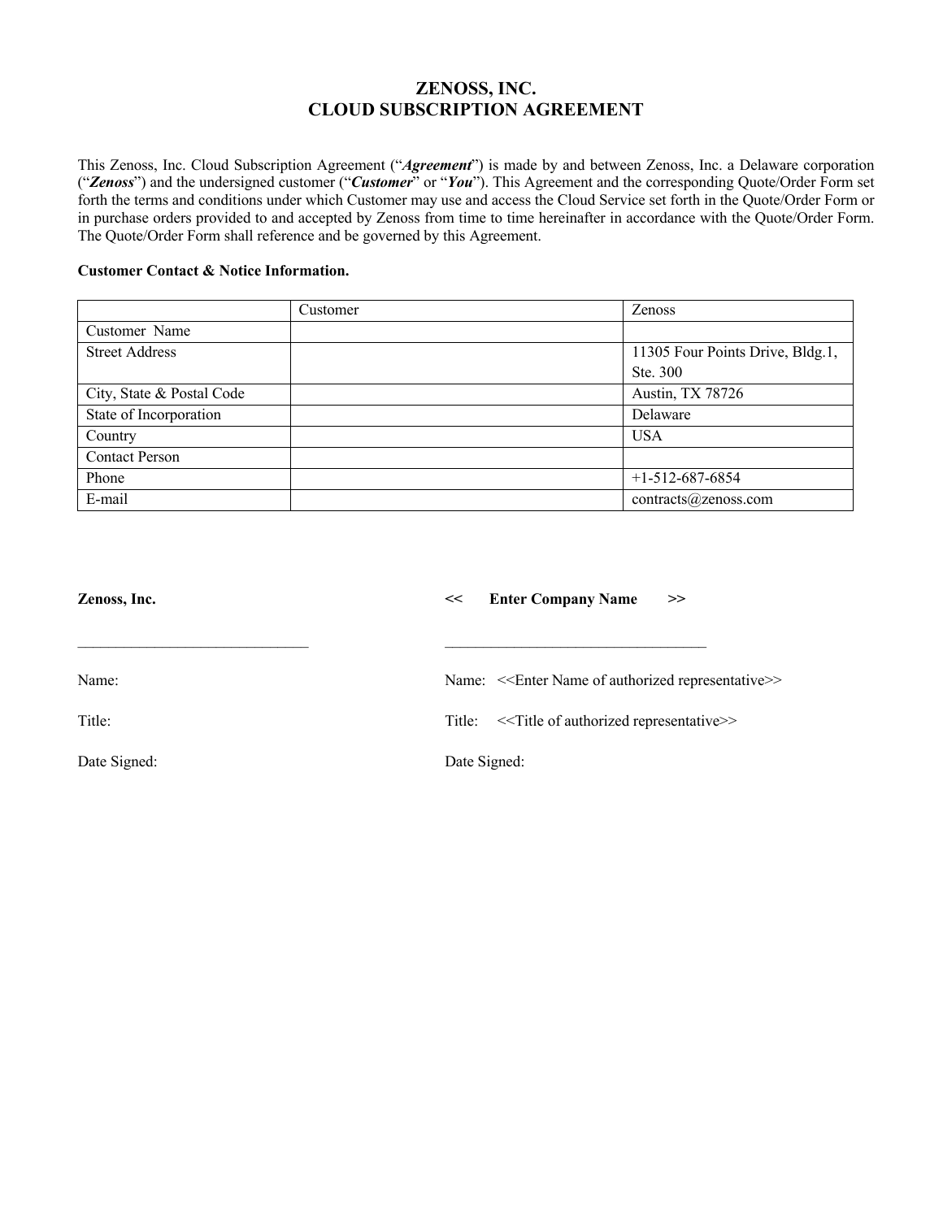# ZENOSS, INC.
# CLOUD SUBSCRIPTION AGREEMENT

This Zenoss, Inc. Cloud Subscription Agreement ("***Agreement***") is made by and between Zenoss, Inc. a Delaware corporation ("***Zenoss***") and the undersigned customer ("***Customer***" or "***You***"). This Agreement and the corresponding Quote/Order Form set forth the terms and conditions under which Customer may use and access the Cloud Service set forth in the Quote/Order Form or in purchase orders provided to and accepted by Zenoss from time to time hereinafter in accordance with the Quote/Order Form. The Quote/Order Form shall reference and be governed by this Agreement.

**Customer Contact & Notice Information.**

| | Customer | Zenoss |
|---|---|---|
| Customer Name | | |
| Street Address | | 11305 Four Points Drive, Bldg.1, Ste. 300 |
| City, State & Postal Code | | Austin, TX 78726 |
| State of Incorporation | | Delaware |
| Country | | USA |
| Contact Person | | |
| Phone | | +1-512-687-6854 |
| E-mail | | contracts@zenoss.com |

**Zenoss, Inc.**

______________________________

Name:

Title:

Date Signed:

**<< Enter Company Name >>**

__________________________________

Name: <<Enter Name of authorized representative>>

Title: <<Title of authorized representative>>

Date Signed: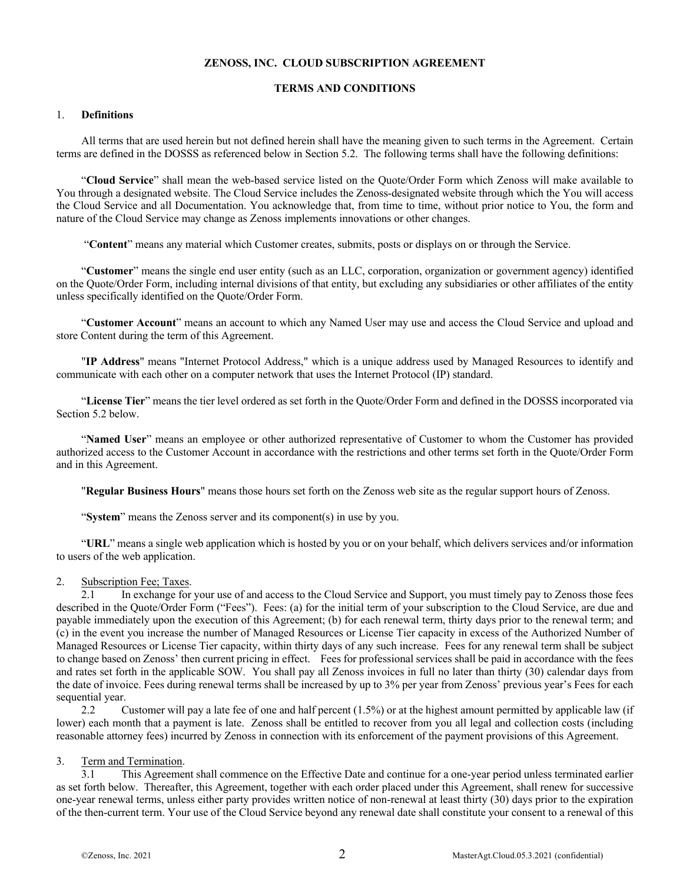**ZENOSS, INC. CLOUD SUBSCRIPTION AGREEMENT**

**TERMS AND CONDITIONS**

1. **Definitions**

All terms that are used herein but not defined herein shall have the meaning given to such terms in the Agreement. Certain terms are defined in the DOSSS as referenced below in Section 5.2. The following terms shall have the following definitions:

"**Cloud Service**" shall mean the web-based service listed on the Quote/Order Form which Zenoss will make available to You through a designated website. The Cloud Service includes the Zenoss-designated website through which the You will access the Cloud Service and all Documentation. You acknowledge that, from time to time, without prior notice to You, the form and nature of the Cloud Service may change as Zenoss implements innovations or other changes.

"**Content**" means any material which Customer creates, submits, posts or displays on or through the Service.

"**Customer**" means the single end user entity (such as an LLC, corporation, organization or government agency) identified on the Quote/Order Form, including internal divisions of that entity, but excluding any subsidiaries or other affiliates of the entity unless specifically identified on the Quote/Order Form.

"**Customer Account**" means an account to which any Named User may use and access the Cloud Service and upload and store Content during the term of this Agreement.

"**IP Address**" means "Internet Protocol Address," which is a unique address used by Managed Resources to identify and communicate with each other on a computer network that uses the Internet Protocol (IP) standard.

"**License Tier**" means the tier level ordered as set forth in the Quote/Order Form and defined in the DOSSS incorporated via Section 5.2 below.

"**Named User**" means an employee or other authorized representative of Customer to whom the Customer has provided authorized access to the Customer Account in accordance with the restrictions and other terms set forth in the Quote/Order Form and in this Agreement.

"**Regular Business Hours**" means those hours set forth on the Zenoss web site as the regular support hours of Zenoss.

"**System**" means the Zenoss server and its component(s) in use by you.

"**URL**" means a single web application which is hosted by you or on your behalf, which delivers services and/or information to users of the web application.

2. Subscription Fee; Taxes.

2.1 In exchange for your use of and access to the Cloud Service and Support, you must timely pay to Zenoss those fees described in the Quote/Order Form ("Fees"). Fees: (a) for the initial term of your subscription to the Cloud Service, are due and payable immediately upon the execution of this Agreement; (b) for each renewal term, thirty days prior to the renewal term; and (c) in the event you increase the number of Managed Resources or License Tier capacity in excess of the Authorized Number of Managed Resources or License Tier capacity, within thirty days of any such increase. Fees for any renewal term shall be subject to change based on Zenoss' then current pricing in effect. Fees for professional services shall be paid in accordance with the fees and rates set forth in the applicable SOW. You shall pay all Zenoss invoices in full no later than thirty (30) calendar days from the date of invoice. Fees during renewal terms shall be increased by up to 3% per year from Zenoss' previous year's Fees for each sequential year.

2.2 Customer will pay a late fee of one and half percent (1.5%) or at the highest amount permitted by applicable law (if lower) each month that a payment is late. Zenoss shall be entitled to recover from you all legal and collection costs (including reasonable attorney fees) incurred by Zenoss in connection with its enforcement of the payment provisions of this Agreement.

3. Term and Termination.

3.1 This Agreement shall commence on the Effective Date and continue for a one-year period unless terminated earlier as set forth below. Thereafter, this Agreement, together with each order placed under this Agreement, shall renew for successive one-year renewal terms, unless either party provides written notice of non-renewal at least thirty (30) days prior to the expiration of the then-current term. Your use of the Cloud Service beyond any renewal date shall constitute your consent to a renewal of this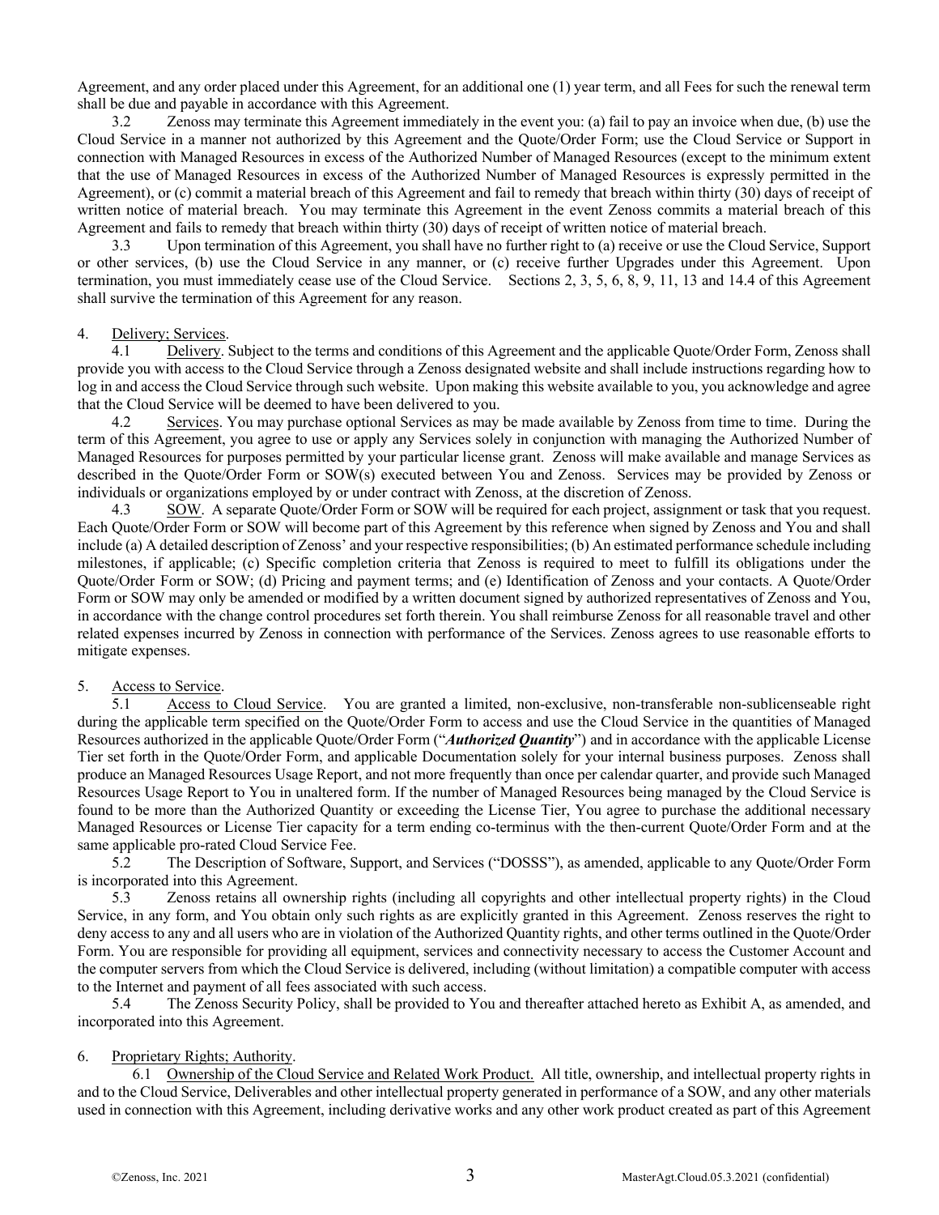Agreement, and any order placed under this Agreement, for an additional one (1) year term, and all Fees for such the renewal term shall be due and payable in accordance with this Agreement.

3.2 Zenoss may terminate this Agreement immediately in the event you: (a) fail to pay an invoice when due, (b) use the Cloud Service in a manner not authorized by this Agreement and the Quote/Order Form; use the Cloud Service or Support in connection with Managed Resources in excess of the Authorized Number of Managed Resources (except to the minimum extent that the use of Managed Resources in excess of the Authorized Number of Managed Resources is expressly permitted in the Agreement), or (c) commit a material breach of this Agreement and fail to remedy that breach within thirty (30) days of receipt of written notice of material breach. You may terminate this Agreement in the event Zenoss commits a material breach of this Agreement and fails to remedy that breach within thirty (30) days of receipt of written notice of material breach.

3.3 Upon termination of this Agreement, you shall have no further right to (a) receive or use the Cloud Service, Support or other services, (b) use the Cloud Service in any manner, or (c) receive further Upgrades under this Agreement. Upon termination, you must immediately cease use of the Cloud Service. Sections 2, 3, 5, 6, 8, 9, 11, 13 and 14.4 of this Agreement shall survive the termination of this Agreement for any reason.

4. <u>Delivery; Services</u>.

4.1 <u>Delivery</u>. Subject to the terms and conditions of this Agreement and the applicable Quote/Order Form, Zenoss shall provide you with access to the Cloud Service through a Zenoss designated website and shall include instructions regarding how to log in and access the Cloud Service through such website. Upon making this website available to you, you acknowledge and agree that the Cloud Service will be deemed to have been delivered to you.

4.2 <u>Services</u>. You may purchase optional Services as may be made available by Zenoss from time to time. During the term of this Agreement, you agree to use or apply any Services solely in conjunction with managing the Authorized Number of Managed Resources for purposes permitted by your particular license grant. Zenoss will make available and manage Services as described in the Quote/Order Form or SOW(s) executed between You and Zenoss. Services may be provided by Zenoss or individuals or organizations employed by or under contract with Zenoss, at the discretion of Zenoss.

4.3 <u>SOW</u>. A separate Quote/Order Form or SOW will be required for each project, assignment or task that you request. Each Quote/Order Form or SOW will become part of this Agreement by this reference when signed by Zenoss and You and shall include (a) A detailed description of Zenoss' and your respective responsibilities; (b) An estimated performance schedule including milestones, if applicable; (c) Specific completion criteria that Zenoss is required to meet to fulfill its obligations under the Quote/Order Form or SOW; (d) Pricing and payment terms; and (e) Identification of Zenoss and your contacts. A Quote/Order Form or SOW may only be amended or modified by a written document signed by authorized representatives of Zenoss and You, in accordance with the change control procedures set forth therein. You shall reimburse Zenoss for all reasonable travel and other related expenses incurred by Zenoss in connection with performance of the Services. Zenoss agrees to use reasonable efforts to mitigate expenses.

5. <u>Access to Service</u>.

5.1 <u>Access to Cloud Service</u>. You are granted a limited, non-exclusive, non-transferable non-sublicenseable right during the applicable term specified on the Quote/Order Form to access and use the Cloud Service in the quantities of Managed Resources authorized in the applicable Quote/Order Form ("***Authorized Quantity***") and in accordance with the applicable License Tier set forth in the Quote/Order Form, and applicable Documentation solely for your internal business purposes. Zenoss shall produce an Managed Resources Usage Report, and not more frequently than once per calendar quarter, and provide such Managed Resources Usage Report to You in unaltered form. If the number of Managed Resources being managed by the Cloud Service is found to be more than the Authorized Quantity or exceeding the License Tier, You agree to purchase the additional necessary Managed Resources or License Tier capacity for a term ending co-terminus with the then-current Quote/Order Form and at the same applicable pro-rated Cloud Service Fee.

5.2 The Description of Software, Support, and Services ("DOSSS"), as amended, applicable to any Quote/Order Form is incorporated into this Agreement.

5.3 Zenoss retains all ownership rights (including all copyrights and other intellectual property rights) in the Cloud Service, in any form, and You obtain only such rights as are explicitly granted in this Agreement. Zenoss reserves the right to deny access to any and all users who are in violation of the Authorized Quantity rights, and other terms outlined in the Quote/Order Form. You are responsible for providing all equipment, services and connectivity necessary to access the Customer Account and the computer servers from which the Cloud Service is delivered, including (without limitation) a compatible computer with access to the Internet and payment of all fees associated with such access.

5.4 The Zenoss Security Policy, shall be provided to You and thereafter attached hereto as Exhibit A, as amended, and incorporated into this Agreement.

6. <u>Proprietary Rights; Authority</u>.

6.1 <u>Ownership of the Cloud Service and Related Work Product.</u> All title, ownership, and intellectual property rights in and to the Cloud Service, Deliverables and other intellectual property generated in performance of a SOW, and any other materials used in connection with this Agreement, including derivative works and any other work product created as part of this Agreement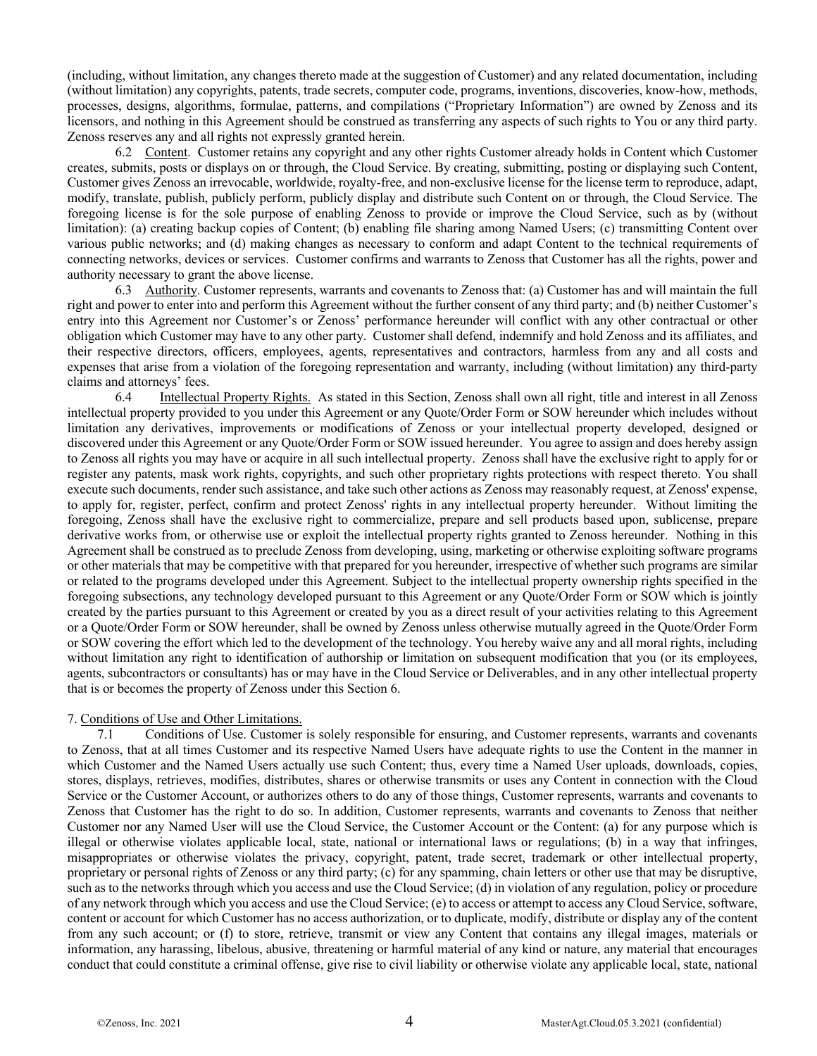(including, without limitation, any changes thereto made at the suggestion of Customer) and any related documentation, including (without limitation) any copyrights, patents, trade secrets, computer code, programs, inventions, discoveries, know-how, methods, processes, designs, algorithms, formulae, patterns, and compilations ("Proprietary Information") are owned by Zenoss and its licensors, and nothing in this Agreement should be construed as transferring any aspects of such rights to You or any third party. Zenoss reserves any and all rights not expressly granted herein.

6.2 Content. Customer retains any copyright and any other rights Customer already holds in Content which Customer creates, submits, posts or displays on or through, the Cloud Service. By creating, submitting, posting or displaying such Content, Customer gives Zenoss an irrevocable, worldwide, royalty-free, and non-exclusive license for the license term to reproduce, adapt, modify, translate, publish, publicly perform, publicly display and distribute such Content on or through, the Cloud Service. The foregoing license is for the sole purpose of enabling Zenoss to provide or improve the Cloud Service, such as by (without limitation): (a) creating backup copies of Content; (b) enabling file sharing among Named Users; (c) transmitting Content over various public networks; and (d) making changes as necessary to conform and adapt Content to the technical requirements of connecting networks, devices or services. Customer confirms and warrants to Zenoss that Customer has all the rights, power and authority necessary to grant the above license.

6.3 Authority. Customer represents, warrants and covenants to Zenoss that: (a) Customer has and will maintain the full right and power to enter into and perform this Agreement without the further consent of any third party; and (b) neither Customer's entry into this Agreement nor Customer's or Zenoss' performance hereunder will conflict with any other contractual or other obligation which Customer may have to any other party. Customer shall defend, indemnify and hold Zenoss and its affiliates, and their respective directors, officers, employees, agents, representatives and contractors, harmless from any and all costs and expenses that arise from a violation of the foregoing representation and warranty, including (without limitation) any third-party claims and attorneys' fees.

6.4 Intellectual Property Rights. As stated in this Section, Zenoss shall own all right, title and interest in all Zenoss intellectual property provided to you under this Agreement or any Quote/Order Form or SOW hereunder which includes without limitation any derivatives, improvements or modifications of Zenoss or your intellectual property developed, designed or discovered under this Agreement or any Quote/Order Form or SOW issued hereunder. You agree to assign and does hereby assign to Zenoss all rights you may have or acquire in all such intellectual property. Zenoss shall have the exclusive right to apply for or register any patents, mask work rights, copyrights, and such other proprietary rights protections with respect thereto. You shall execute such documents, render such assistance, and take such other actions as Zenoss may reasonably request, at Zenoss' expense, to apply for, register, perfect, confirm and protect Zenoss' rights in any intellectual property hereunder. Without limiting the foregoing, Zenoss shall have the exclusive right to commercialize, prepare and sell products based upon, sublicense, prepare derivative works from, or otherwise use or exploit the intellectual property rights granted to Zenoss hereunder. Nothing in this Agreement shall be construed as to preclude Zenoss from developing, using, marketing or otherwise exploiting software programs or other materials that may be competitive with that prepared for you hereunder, irrespective of whether such programs are similar or related to the programs developed under this Agreement. Subject to the intellectual property ownership rights specified in the foregoing subsections, any technology developed pursuant to this Agreement or any Quote/Order Form or SOW which is jointly created by the parties pursuant to this Agreement or created by you as a direct result of your activities relating to this Agreement or a Quote/Order Form or SOW hereunder, shall be owned by Zenoss unless otherwise mutually agreed in the Quote/Order Form or SOW covering the effort which led to the development of the technology. You hereby waive any and all moral rights, including without limitation any right to identification of authorship or limitation on subsequent modification that you (or its employees, agents, subcontractors or consultants) has or may have in the Cloud Service or Deliverables, and in any other intellectual property that is or becomes the property of Zenoss under this Section 6.

7. Conditions of Use and Other Limitations.

7.1 Conditions of Use. Customer is solely responsible for ensuring, and Customer represents, warrants and covenants to Zenoss, that at all times Customer and its respective Named Users have adequate rights to use the Content in the manner in which Customer and the Named Users actually use such Content; thus, every time a Named User uploads, downloads, copies, stores, displays, retrieves, modifies, distributes, shares or otherwise transmits or uses any Content in connection with the Cloud Service or the Customer Account, or authorizes others to do any of those things, Customer represents, warrants and covenants to Zenoss that Customer has the right to do so. In addition, Customer represents, warrants and covenants to Zenoss that neither Customer nor any Named User will use the Cloud Service, the Customer Account or the Content: (a) for any purpose which is illegal or otherwise violates applicable local, state, national or international laws or regulations; (b) in a way that infringes, misappropriates or otherwise violates the privacy, copyright, patent, trade secret, trademark or other intellectual property, proprietary or personal rights of Zenoss or any third party; (c) for any spamming, chain letters or other use that may be disruptive, such as to the networks through which you access and use the Cloud Service; (d) in violation of any regulation, policy or procedure of any network through which you access and use the Cloud Service; (e) to access or attempt to access any Cloud Service, software, content or account for which Customer has no access authorization, or to duplicate, modify, distribute or display any of the content from any such account; or (f) to store, retrieve, transmit or view any Content that contains any illegal images, materials or information, any harassing, libelous, abusive, threatening or harmful material of any kind or nature, any material that encourages conduct that could constitute a criminal offense, give rise to civil liability or otherwise violate any applicable local, state, national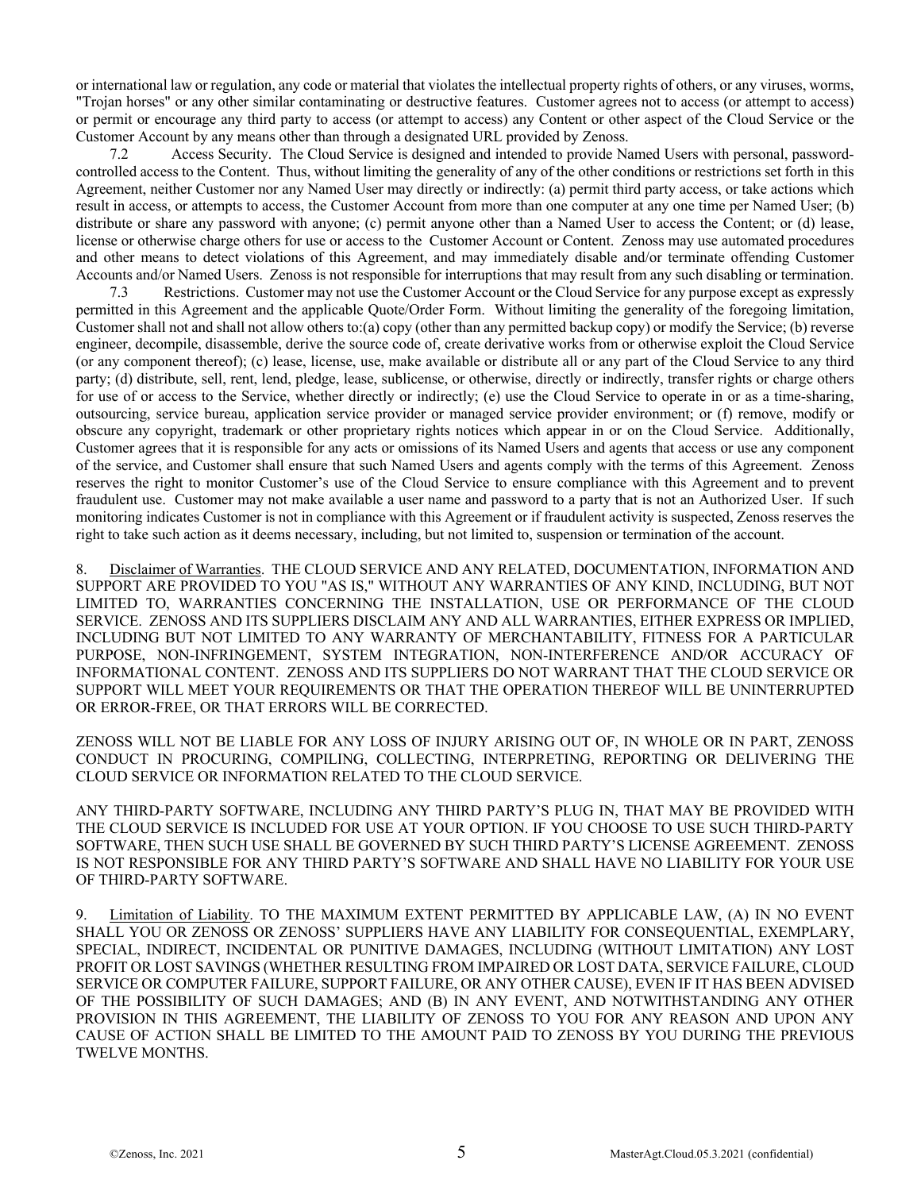or international law or regulation, any code or material that violates the intellectual property rights of others, or any viruses, worms, "Trojan horses" or any other similar contaminating or destructive features. Customer agrees not to access (or attempt to access) or permit or encourage any third party to access (or attempt to access) any Content or other aspect of the Cloud Service or the Customer Account by any means other than through a designated URL provided by Zenoss.

7.2 Access Security. The Cloud Service is designed and intended to provide Named Users with personal, password-controlled access to the Content. Thus, without limiting the generality of any of the other conditions or restrictions set forth in this Agreement, neither Customer nor any Named User may directly or indirectly: (a) permit third party access, or take actions which result in access, or attempts to access, the Customer Account from more than one computer at any one time per Named User; (b) distribute or share any password with anyone; (c) permit anyone other than a Named User to access the Content; or (d) lease, license or otherwise charge others for use or access to the Customer Account or Content. Zenoss may use automated procedures and other means to detect violations of this Agreement, and may immediately disable and/or terminate offending Customer Accounts and/or Named Users. Zenoss is not responsible for interruptions that may result from any such disabling or termination.

7.3 Restrictions. Customer may not use the Customer Account or the Cloud Service for any purpose except as expressly permitted in this Agreement and the applicable Quote/Order Form. Without limiting the generality of the foregoing limitation, Customer shall not and shall not allow others to:(a) copy (other than any permitted backup copy) or modify the Service; (b) reverse engineer, decompile, disassemble, derive the source code of, create derivative works from or otherwise exploit the Cloud Service (or any component thereof); (c) lease, license, use, make available or distribute all or any part of the Cloud Service to any third party; (d) distribute, sell, rent, lend, pledge, lease, sublicense, or otherwise, directly or indirectly, transfer rights or charge others for use of or access to the Service, whether directly or indirectly; (e) use the Cloud Service to operate in or as a time-sharing, outsourcing, service bureau, application service provider or managed service provider environment; or (f) remove, modify or obscure any copyright, trademark or other proprietary rights notices which appear in or on the Cloud Service. Additionally, Customer agrees that it is responsible for any acts or omissions of its Named Users and agents that access or use any component of the service, and Customer shall ensure that such Named Users and agents comply with the terms of this Agreement. Zenoss reserves the right to monitor Customer's use of the Cloud Service to ensure compliance with this Agreement and to prevent fraudulent use. Customer may not make available a user name and password to a party that is not an Authorized User. If such monitoring indicates Customer is not in compliance with this Agreement or if fraudulent activity is suspected, Zenoss reserves the right to take such action as it deems necessary, including, but not limited to, suspension or termination of the account.

8. Disclaimer of Warranties. THE CLOUD SERVICE AND ANY RELATED, DOCUMENTATION, INFORMATION AND SUPPORT ARE PROVIDED TO YOU "AS IS," WITHOUT ANY WARRANTIES OF ANY KIND, INCLUDING, BUT NOT LIMITED TO, WARRANTIES CONCERNING THE INSTALLATION, USE OR PERFORMANCE OF THE CLOUD SERVICE. ZENOSS AND ITS SUPPLIERS DISCLAIM ANY AND ALL WARRANTIES, EITHER EXPRESS OR IMPLIED, INCLUDING BUT NOT LIMITED TO ANY WARRANTY OF MERCHANTABILITY, FITNESS FOR A PARTICULAR PURPOSE, NON-INFRINGEMENT, SYSTEM INTEGRATION, NON-INTERFERENCE AND/OR ACCURACY OF INFORMATIONAL CONTENT. ZENOSS AND ITS SUPPLIERS DO NOT WARRANT THAT THE CLOUD SERVICE OR SUPPORT WILL MEET YOUR REQUIREMENTS OR THAT THE OPERATION THEREOF WILL BE UNINTERRUPTED OR ERROR-FREE, OR THAT ERRORS WILL BE CORRECTED.

ZENOSS WILL NOT BE LIABLE FOR ANY LOSS OF INJURY ARISING OUT OF, IN WHOLE OR IN PART, ZENOSS CONDUCT IN PROCURING, COMPILING, COLLECTING, INTERPRETING, REPORTING OR DELIVERING THE CLOUD SERVICE OR INFORMATION RELATED TO THE CLOUD SERVICE.

ANY THIRD-PARTY SOFTWARE, INCLUDING ANY THIRD PARTY'S PLUG IN, THAT MAY BE PROVIDED WITH THE CLOUD SERVICE IS INCLUDED FOR USE AT YOUR OPTION. IF YOU CHOOSE TO USE SUCH THIRD-PARTY SOFTWARE, THEN SUCH USE SHALL BE GOVERNED BY SUCH THIRD PARTY'S LICENSE AGREEMENT. ZENOSS IS NOT RESPONSIBLE FOR ANY THIRD PARTY'S SOFTWARE AND SHALL HAVE NO LIABILITY FOR YOUR USE OF THIRD-PARTY SOFTWARE.

9. Limitation of Liability. TO THE MAXIMUM EXTENT PERMITTED BY APPLICABLE LAW, (A) IN NO EVENT SHALL YOU OR ZENOSS OR ZENOSS' SUPPLIERS HAVE ANY LIABILITY FOR CONSEQUENTIAL, EXEMPLARY, SPECIAL, INDIRECT, INCIDENTAL OR PUNITIVE DAMAGES, INCLUDING (WITHOUT LIMITATION) ANY LOST PROFIT OR LOST SAVINGS (WHETHER RESULTING FROM IMPAIRED OR LOST DATA, SERVICE FAILURE, CLOUD SERVICE OR COMPUTER FAILURE, SUPPORT FAILURE, OR ANY OTHER CAUSE), EVEN IF IT HAS BEEN ADVISED OF THE POSSIBILITY OF SUCH DAMAGES; AND (B) IN ANY EVENT, AND NOTWITHSTANDING ANY OTHER PROVISION IN THIS AGREEMENT, THE LIABILITY OF ZENOSS TO YOU FOR ANY REASON AND UPON ANY CAUSE OF ACTION SHALL BE LIMITED TO THE AMOUNT PAID TO ZENOSS BY YOU DURING THE PREVIOUS TWELVE MONTHS.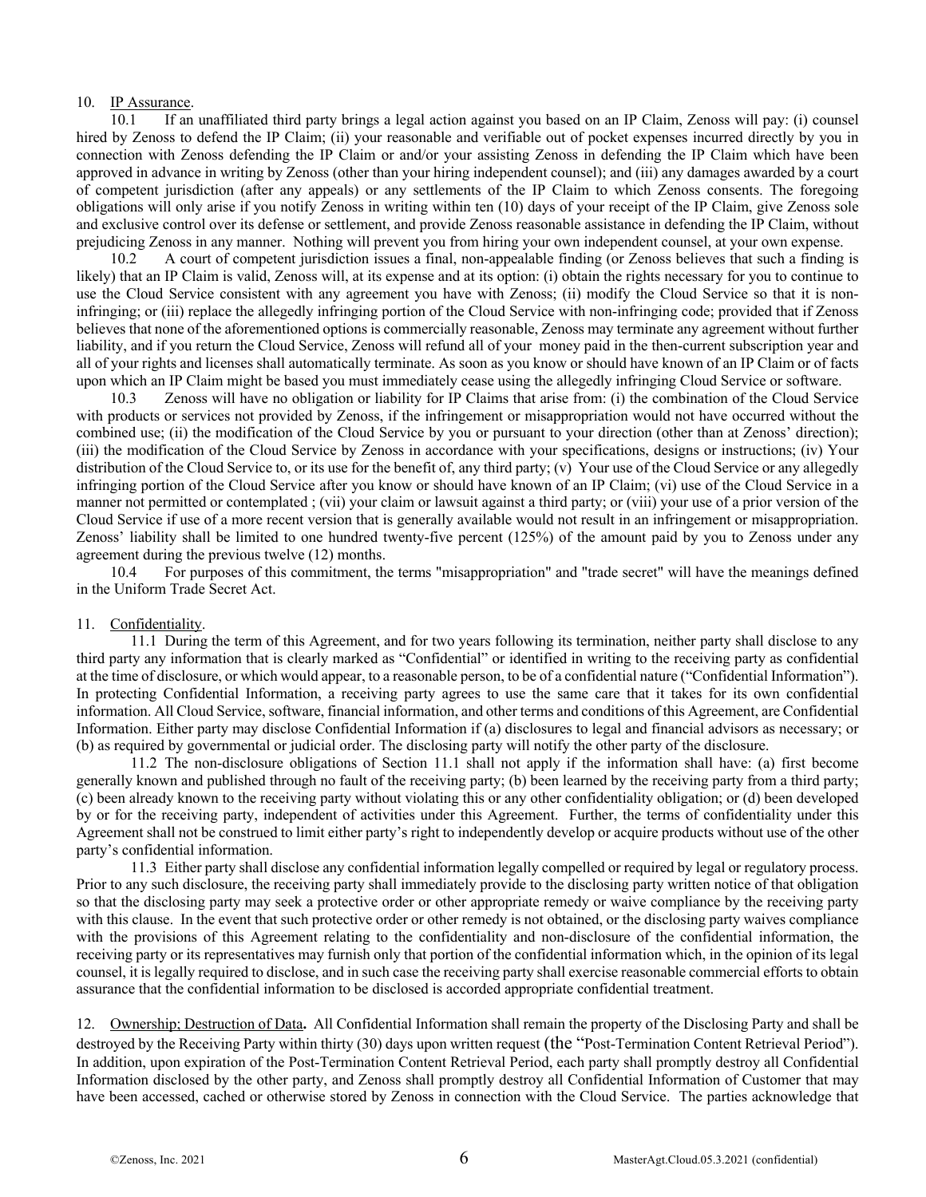10. <u>IP Assurance</u>.

10.1 If an unaffiliated third party brings a legal action against you based on an IP Claim, Zenoss will pay: (i) counsel hired by Zenoss to defend the IP Claim; (ii) your reasonable and verifiable out of pocket expenses incurred directly by you in connection with Zenoss defending the IP Claim or and/or your assisting Zenoss in defending the IP Claim which have been approved in advance in writing by Zenoss (other than your hiring independent counsel); and (iii) any damages awarded by a court of competent jurisdiction (after any appeals) or any settlements of the IP Claim to which Zenoss consents. The foregoing obligations will only arise if you notify Zenoss in writing within ten (10) days of your receipt of the IP Claim, give Zenoss sole and exclusive control over its defense or settlement, and provide Zenoss reasonable assistance in defending the IP Claim, without prejudicing Zenoss in any manner. Nothing will prevent you from hiring your own independent counsel, at your own expense.

10.2 A court of competent jurisdiction issues a final, non-appealable finding (or Zenoss believes that such a finding is likely) that an IP Claim is valid, Zenoss will, at its expense and at its option: (i) obtain the rights necessary for you to continue to use the Cloud Service consistent with any agreement you have with Zenoss; (ii) modify the Cloud Service so that it is non-infringing; or (iii) replace the allegedly infringing portion of the Cloud Service with non-infringing code; provided that if Zenoss believes that none of the aforementioned options is commercially reasonable, Zenoss may terminate any agreement without further liability, and if you return the Cloud Service, Zenoss will refund all of your money paid in the then-current subscription year and all of your rights and licenses shall automatically terminate. As soon as you know or should have known of an IP Claim or of facts upon which an IP Claim might be based you must immediately cease using the allegedly infringing Cloud Service or software.

10.3 Zenoss will have no obligation or liability for IP Claims that arise from: (i) the combination of the Cloud Service with products or services not provided by Zenoss, if the infringement or misappropriation would not have occurred without the combined use; (ii) the modification of the Cloud Service by you or pursuant to your direction (other than at Zenoss' direction); (iii) the modification of the Cloud Service by Zenoss in accordance with your specifications, designs or instructions; (iv) Your distribution of the Cloud Service to, or its use for the benefit of, any third party; (v) Your use of the Cloud Service or any allegedly infringing portion of the Cloud Service after you know or should have known of an IP Claim; (vi) use of the Cloud Service in a manner not permitted or contemplated ; (vii) your claim or lawsuit against a third party; or (viii) your use of a prior version of the Cloud Service if use of a more recent version that is generally available would not result in an infringement or misappropriation. Zenoss' liability shall be limited to one hundred twenty-five percent (125%) of the amount paid by you to Zenoss under any agreement during the previous twelve (12) months.

10.4 For purposes of this commitment, the terms "misappropriation" and "trade secret" will have the meanings defined in the Uniform Trade Secret Act.

11. <u>Confidentiality</u>.

11.1 During the term of this Agreement, and for two years following its termination, neither party shall disclose to any third party any information that is clearly marked as "Confidential" or identified in writing to the receiving party as confidential at the time of disclosure, or which would appear, to a reasonable person, to be of a confidential nature ("Confidential Information"). In protecting Confidential Information, a receiving party agrees to use the same care that it takes for its own confidential information. All Cloud Service, software, financial information, and other terms and conditions of this Agreement, are Confidential Information. Either party may disclose Confidential Information if (a) disclosures to legal and financial advisors as necessary; or (b) as required by governmental or judicial order. The disclosing party will notify the other party of the disclosure.

11.2 The non-disclosure obligations of Section 11.1 shall not apply if the information shall have: (a) first become generally known and published through no fault of the receiving party; (b) been learned by the receiving party from a third party; (c) been already known to the receiving party without violating this or any other confidentiality obligation; or (d) been developed by or for the receiving party, independent of activities under this Agreement. Further, the terms of confidentiality under this Agreement shall not be construed to limit either party's right to independently develop or acquire products without use of the other party's confidential information.

11.3 Either party shall disclose any confidential information legally compelled or required by legal or regulatory process. Prior to any such disclosure, the receiving party shall immediately provide to the disclosing party written notice of that obligation so that the disclosing party may seek a protective order or other appropriate remedy or waive compliance by the receiving party with this clause. In the event that such protective order or other remedy is not obtained, or the disclosing party waives compliance with the provisions of this Agreement relating to the confidentiality and non-disclosure of the confidential information, the receiving party or its representatives may furnish only that portion of the confidential information which, in the opinion of its legal counsel, it is legally required to disclose, and in such case the receiving party shall exercise reasonable commercial efforts to obtain assurance that the confidential information to be disclosed is accorded appropriate confidential treatment.

12. <u>Ownership; Destruction of Data</u>**.** All Confidential Information shall remain the property of the Disclosing Party and shall be destroyed by the Receiving Party within thirty (30) days upon written request (the "Post-Termination Content Retrieval Period"). In addition, upon expiration of the Post-Termination Content Retrieval Period, each party shall promptly destroy all Confidential Information disclosed by the other party, and Zenoss shall promptly destroy all Confidential Information of Customer that may have been accessed, cached or otherwise stored by Zenoss in connection with the Cloud Service. The parties acknowledge that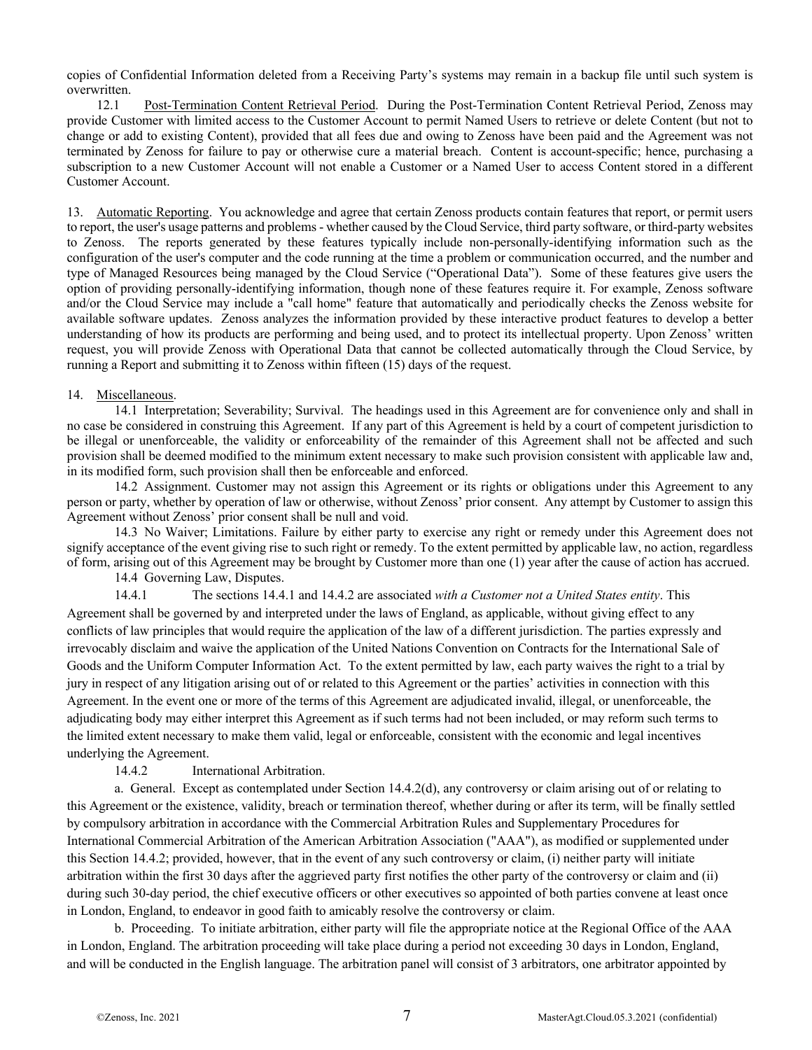copies of Confidential Information deleted from a Receiving Party's systems may remain in a backup file until such system is overwritten.

12.1 Post-Termination Content Retrieval Period. During the Post-Termination Content Retrieval Period, Zenoss may provide Customer with limited access to the Customer Account to permit Named Users to retrieve or delete Content (but not to change or add to existing Content), provided that all fees due and owing to Zenoss have been paid and the Agreement was not terminated by Zenoss for failure to pay or otherwise cure a material breach. Content is account-specific; hence, purchasing a subscription to a new Customer Account will not enable a Customer or a Named User to access Content stored in a different Customer Account.

13. Automatic Reporting. You acknowledge and agree that certain Zenoss products contain features that report, or permit users to report, the user's usage patterns and problems - whether caused by the Cloud Service, third party software, or third-party websites to Zenoss. The reports generated by these features typically include non-personally-identifying information such as the configuration of the user's computer and the code running at the time a problem or communication occurred, and the number and type of Managed Resources being managed by the Cloud Service ("Operational Data"). Some of these features give users the option of providing personally-identifying information, though none of these features require it. For example, Zenoss software and/or the Cloud Service may include a "call home" feature that automatically and periodically checks the Zenoss website for available software updates. Zenoss analyzes the information provided by these interactive product features to develop a better understanding of how its products are performing and being used, and to protect its intellectual property. Upon Zenoss' written request, you will provide Zenoss with Operational Data that cannot be collected automatically through the Cloud Service, by running a Report and submitting it to Zenoss within fifteen (15) days of the request.

14. Miscellaneous.

14.1 Interpretation; Severability; Survival. The headings used in this Agreement are for convenience only and shall in no case be considered in construing this Agreement. If any part of this Agreement is held by a court of competent jurisdiction to be illegal or unenforceable, the validity or enforceability of the remainder of this Agreement shall not be affected and such provision shall be deemed modified to the minimum extent necessary to make such provision consistent with applicable law and, in its modified form, such provision shall then be enforceable and enforced.

14.2 Assignment. Customer may not assign this Agreement or its rights or obligations under this Agreement to any person or party, whether by operation of law or otherwise, without Zenoss' prior consent. Any attempt by Customer to assign this Agreement without Zenoss' prior consent shall be null and void.

14.3 No Waiver; Limitations. Failure by either party to exercise any right or remedy under this Agreement does not signify acceptance of the event giving rise to such right or remedy. To the extent permitted by applicable law, no action, regardless of form, arising out of this Agreement may be brought by Customer more than one (1) year after the cause of action has accrued.

14.4 Governing Law, Disputes.

14.4.1 The sections 14.4.1 and 14.4.2 are associated *with a Customer not a United States entity*. This Agreement shall be governed by and interpreted under the laws of England, as applicable, without giving effect to any conflicts of law principles that would require the application of the law of a different jurisdiction. The parties expressly and irrevocably disclaim and waive the application of the United Nations Convention on Contracts for the International Sale of Goods and the Uniform Computer Information Act. To the extent permitted by law, each party waives the right to a trial by jury in respect of any litigation arising out of or related to this Agreement or the parties' activities in connection with this Agreement. In the event one or more of the terms of this Agreement are adjudicated invalid, illegal, or unenforceable, the adjudicating body may either interpret this Agreement as if such terms had not been included, or may reform such terms to the limited extent necessary to make them valid, legal or enforceable, consistent with the economic and legal incentives underlying the Agreement.

14.4.2 International Arbitration.

a. General. Except as contemplated under Section 14.4.2(d), any controversy or claim arising out of or relating to this Agreement or the existence, validity, breach or termination thereof, whether during or after its term, will be finally settled by compulsory arbitration in accordance with the Commercial Arbitration Rules and Supplementary Procedures for International Commercial Arbitration of the American Arbitration Association ("AAA"), as modified or supplemented under this Section 14.4.2; provided, however, that in the event of any such controversy or claim, (i) neither party will initiate arbitration within the first 30 days after the aggrieved party first notifies the other party of the controversy or claim and (ii) during such 30-day period, the chief executive officers or other executives so appointed of both parties convene at least once in London, England, to endeavor in good faith to amicably resolve the controversy or claim.

b. Proceeding. To initiate arbitration, either party will file the appropriate notice at the Regional Office of the AAA in London, England. The arbitration proceeding will take place during a period not exceeding 30 days in London, England, and will be conducted in the English language. The arbitration panel will consist of 3 arbitrators, one arbitrator appointed by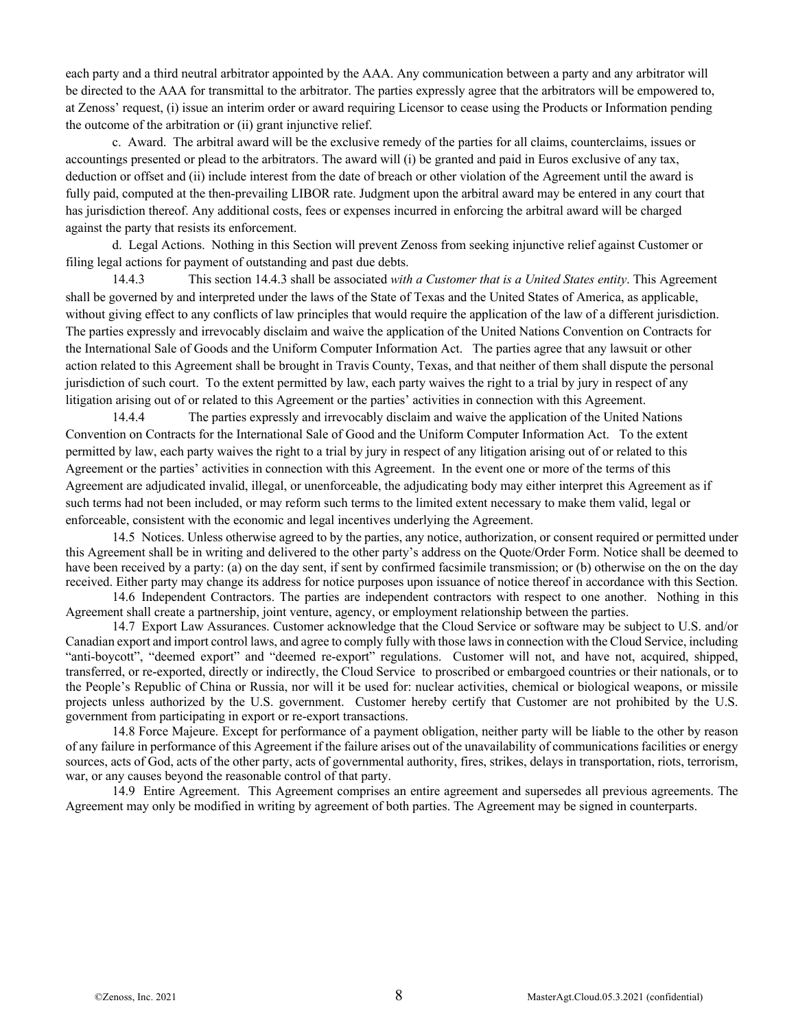each party and a third neutral arbitrator appointed by the AAA. Any communication between a party and any arbitrator will be directed to the AAA for transmittal to the arbitrator. The parties expressly agree that the arbitrators will be empowered to, at Zenoss' request, (i) issue an interim order or award requiring Licensor to cease using the Products or Information pending the outcome of the arbitration or (ii) grant injunctive relief.

c. Award. The arbitral award will be the exclusive remedy of the parties for all claims, counterclaims, issues or accountings presented or plead to the arbitrators. The award will (i) be granted and paid in Euros exclusive of any tax, deduction or offset and (ii) include interest from the date of breach or other violation of the Agreement until the award is fully paid, computed at the then-prevailing LIBOR rate. Judgment upon the arbitral award may be entered in any court that has jurisdiction thereof. Any additional costs, fees or expenses incurred in enforcing the arbitral award will be charged against the party that resists its enforcement.

d. Legal Actions. Nothing in this Section will prevent Zenoss from seeking injunctive relief against Customer or filing legal actions for payment of outstanding and past due debts.

14.4.3 This section 14.4.3 shall be associated *with a Customer that is a United States entity*. This Agreement shall be governed by and interpreted under the laws of the State of Texas and the United States of America, as applicable, without giving effect to any conflicts of law principles that would require the application of the law of a different jurisdiction. The parties expressly and irrevocably disclaim and waive the application of the United Nations Convention on Contracts for the International Sale of Goods and the Uniform Computer Information Act. The parties agree that any lawsuit or other action related to this Agreement shall be brought in Travis County, Texas, and that neither of them shall dispute the personal jurisdiction of such court. To the extent permitted by law, each party waives the right to a trial by jury in respect of any litigation arising out of or related to this Agreement or the parties' activities in connection with this Agreement.

14.4.4 The parties expressly and irrevocably disclaim and waive the application of the United Nations Convention on Contracts for the International Sale of Good and the Uniform Computer Information Act. To the extent permitted by law, each party waives the right to a trial by jury in respect of any litigation arising out of or related to this Agreement or the parties' activities in connection with this Agreement. In the event one or more of the terms of this Agreement are adjudicated invalid, illegal, or unenforceable, the adjudicating body may either interpret this Agreement as if such terms had not been included, or may reform such terms to the limited extent necessary to make them valid, legal or enforceable, consistent with the economic and legal incentives underlying the Agreement.

14.5 Notices. Unless otherwise agreed to by the parties, any notice, authorization, or consent required or permitted under this Agreement shall be in writing and delivered to the other party's address on the Quote/Order Form. Notice shall be deemed to have been received by a party: (a) on the day sent, if sent by confirmed facsimile transmission; or (b) otherwise on the on the day received. Either party may change its address for notice purposes upon issuance of notice thereof in accordance with this Section.

14.6 Independent Contractors. The parties are independent contractors with respect to one another. Nothing in this Agreement shall create a partnership, joint venture, agency, or employment relationship between the parties.

14.7 Export Law Assurances. Customer acknowledge that the Cloud Service or software may be subject to U.S. and/or Canadian export and import control laws, and agree to comply fully with those laws in connection with the Cloud Service, including "anti-boycott", "deemed export" and "deemed re-export" regulations. Customer will not, and have not, acquired, shipped, transferred, or re-exported, directly or indirectly, the Cloud Service to proscribed or embargoed countries or their nationals, or to the People's Republic of China or Russia, nor will it be used for: nuclear activities, chemical or biological weapons, or missile projects unless authorized by the U.S. government. Customer hereby certify that Customer are not prohibited by the U.S. government from participating in export or re-export transactions.

14.8 Force Majeure. Except for performance of a payment obligation, neither party will be liable to the other by reason of any failure in performance of this Agreement if the failure arises out of the unavailability of communications facilities or energy sources, acts of God, acts of the other party, acts of governmental authority, fires, strikes, delays in transportation, riots, terrorism, war, or any causes beyond the reasonable control of that party.

14.9 Entire Agreement. This Agreement comprises an entire agreement and supersedes all previous agreements. The Agreement may only be modified in writing by agreement of both parties. The Agreement may be signed in counterparts.